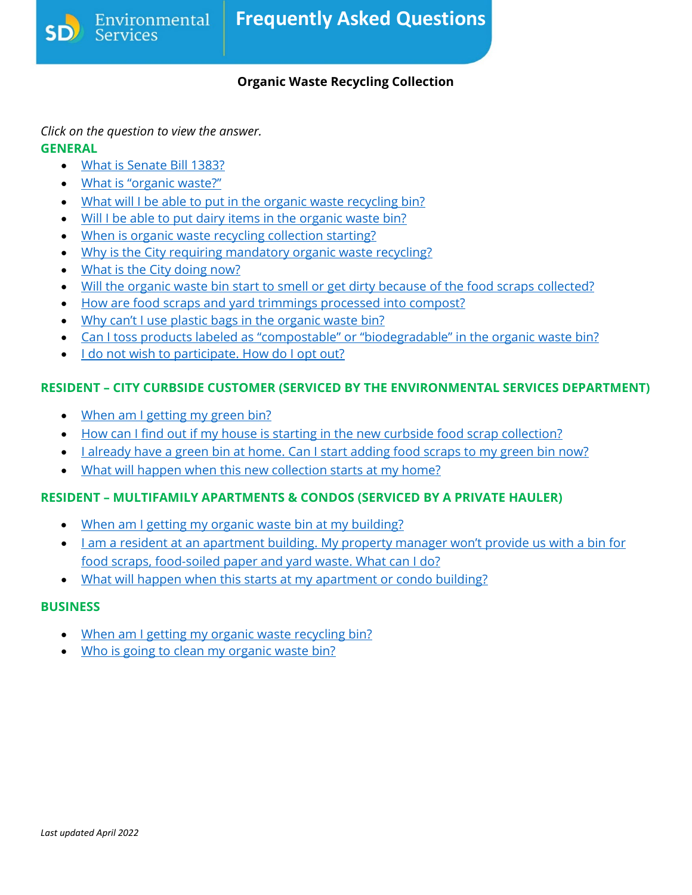# Frequently Asked Questions

**SD Environmental Services**

## Organic Waste Recycling Collection

*Click on the question to view the answer.*

### GENERAL

- What is Senate Bill 1383?
- What is "organic waste?"
- What will I be able to put in the organic waste recycling bin?
- Will I be able to put dairy items in the organic waste bin?
- When is organic waste recycling collection starting?
- Why is the City requiring mandatory organic waste recycling?
- What is the City doing now?
- Will the organic waste bin start to smell or get dirty because of the food scraps collected?
- How are food scraps and yard trimmings processed into compost?
- Why can't I use plastic bags in the organic waste bin?
- Can I toss products labeled as "compostable" or "biodegradable" in the organic waste bin?
- I do not wish to participate. How do I opt out?

### RESIDENT – CITY CURBSIDE CUSTOMER (SERVICED BY THE ENVIRONMENTAL SERVICES DEPARTMENT)

- When am I getting my green bin?
- How can I find out if my house is starting in the new curbside food scrap collection?
- I already have a green bin at home. Can I start adding food scraps to my green bin now?
- What will happen when this new collection starts at my home?

### RESIDENT – MULTIFAMILY APARTMENTS & CONDOS (SERVICED BY A PRIVATE HAULER)

- When am I getting my organic waste bin at my building?
- I am a resident at an apartment building. My property manager won't provide us with a bin for food scraps, food-soiled paper and yard waste. What can I do?
- What will happen when this starts at my apartment or condo building?

### BUSINESS

- When am I getting my organic waste recycling bin?
- Who is going to clean my organic waste bin?

*Last updated April 2022*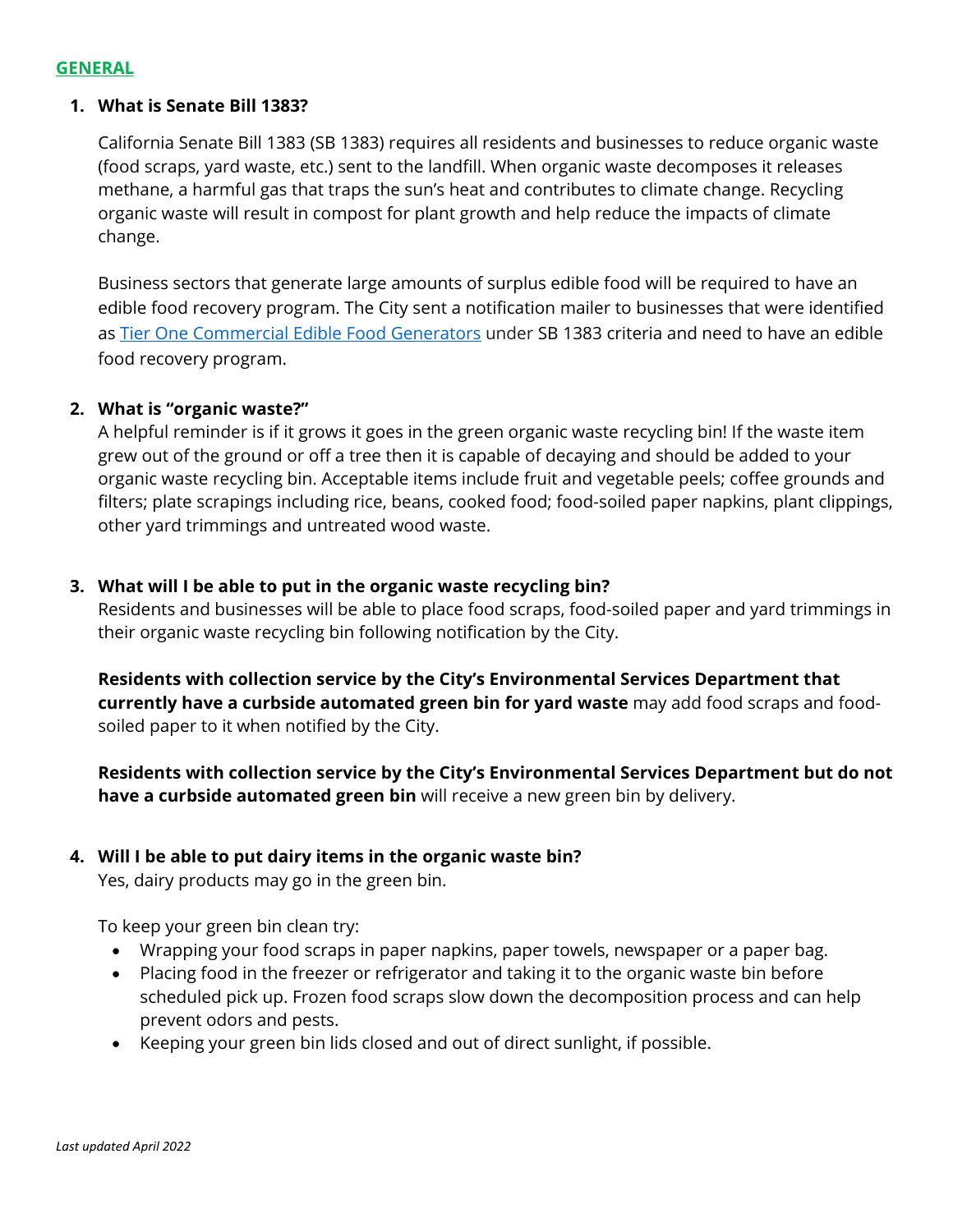## GENERAL

1. **What is Senate Bill 1383?**

   California Senate Bill 1383 (SB 1383) requires all residents and businesses to reduce organic waste (food scraps, yard waste, etc.) sent to the landfill. When organic waste decomposes it releases methane, a harmful gas that traps the sun's heat and contributes to climate change. Recycling organic waste will result in compost for plant growth and help reduce the impacts of climate change.

   Business sectors that generate large amounts of surplus edible food will be required to have an edible food recovery program. The City sent a notification mailer to businesses that were identified as Tier One Commercial Edible Food Generators under SB 1383 criteria and need to have an edible food recovery program.

2. **What is "organic waste?"**

   A helpful reminder is if it grows it goes in the green organic waste recycling bin! If the waste item grew out of the ground or off a tree then it is capable of decaying and should be added to your organic waste recycling bin. Acceptable items include fruit and vegetable peels; coffee grounds and filters; plate scrapings including rice, beans, cooked food; food-soiled paper napkins, plant clippings, other yard trimmings and untreated wood waste.

3. **What will I be able to put in the organic waste recycling bin?**

   Residents and businesses will be able to place food scraps, food-soiled paper and yard trimmings in their organic waste recycling bin following notification by the City.

   **Residents with collection service by the City's Environmental Services Department that currently have a curbside automated green bin for yard waste** may add food scraps and food-soiled paper to it when notified by the City.

   **Residents with collection service by the City's Environmental Services Department but do not have a curbside automated green bin** will receive a new green bin by delivery.

4. **Will I be able to put dairy items in the organic waste bin?**

   Yes, dairy products may go in the green bin.

   To keep your green bin clean try:

   - Wrapping your food scraps in paper napkins, paper towels, newspaper or a paper bag.
   - Placing food in the freezer or refrigerator and taking it to the organic waste bin before scheduled pick up. Frozen food scraps slow down the decomposition process and can help prevent odors and pests.
   - Keeping your green bin lids closed and out of direct sunlight, if possible.

*Last updated April 2022*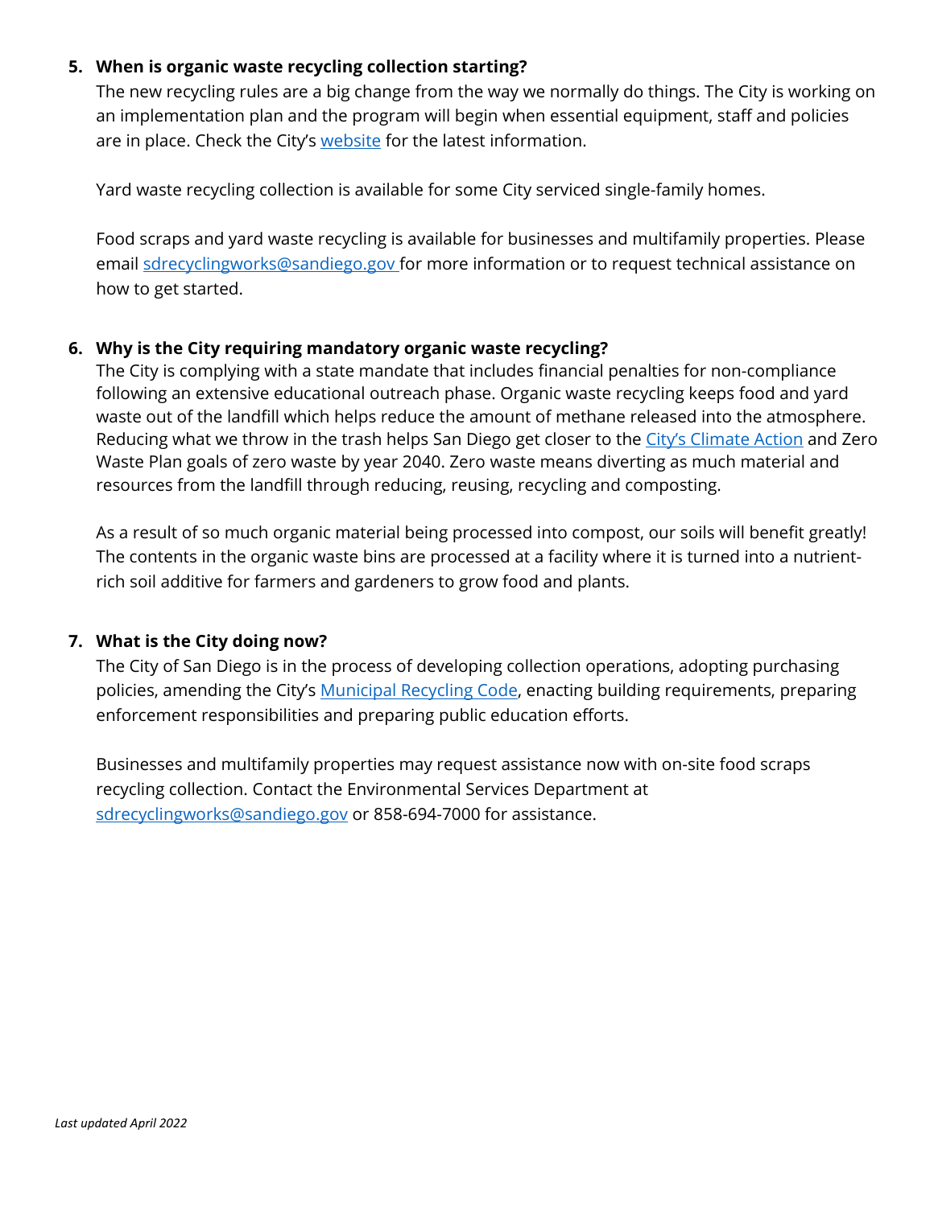5. **When is organic waste recycling collection starting?**

   The new recycling rules are a big change from the way we normally do things. The City is working on an implementation plan and the program will begin when essential equipment, staff and policies are in place. Check the City's website for the latest information.

   Yard waste recycling collection is available for some City serviced single-family homes.

   Food scraps and yard waste recycling is available for businesses and multifamily properties. Please email sdrecyclingworks@sandiego.gov for more information or to request technical assistance on how to get started.

6. **Why is the City requiring mandatory organic waste recycling?**

   The City is complying with a state mandate that includes financial penalties for non-compliance following an extensive educational outreach phase. Organic waste recycling keeps food and yard waste out of the landfill which helps reduce the amount of methane released into the atmosphere. Reducing what we throw in the trash helps San Diego get closer to the City's Climate Action and Zero Waste Plan goals of zero waste by year 2040. Zero waste means diverting as much material and resources from the landfill through reducing, reusing, recycling and composting.

   As a result of so much organic material being processed into compost, our soils will benefit greatly! The contents in the organic waste bins are processed at a facility where it is turned into a nutrient-rich soil additive for farmers and gardeners to grow food and plants.

7. **What is the City doing now?**

   The City of San Diego is in the process of developing collection operations, adopting purchasing policies, amending the City's Municipal Recycling Code, enacting building requirements, preparing enforcement responsibilities and preparing public education efforts.

   Businesses and multifamily properties may request assistance now with on-site food scraps recycling collection. Contact the Environmental Services Department at sdrecyclingworks@sandiego.gov or 858-694-7000 for assistance.

*Last updated April 2022*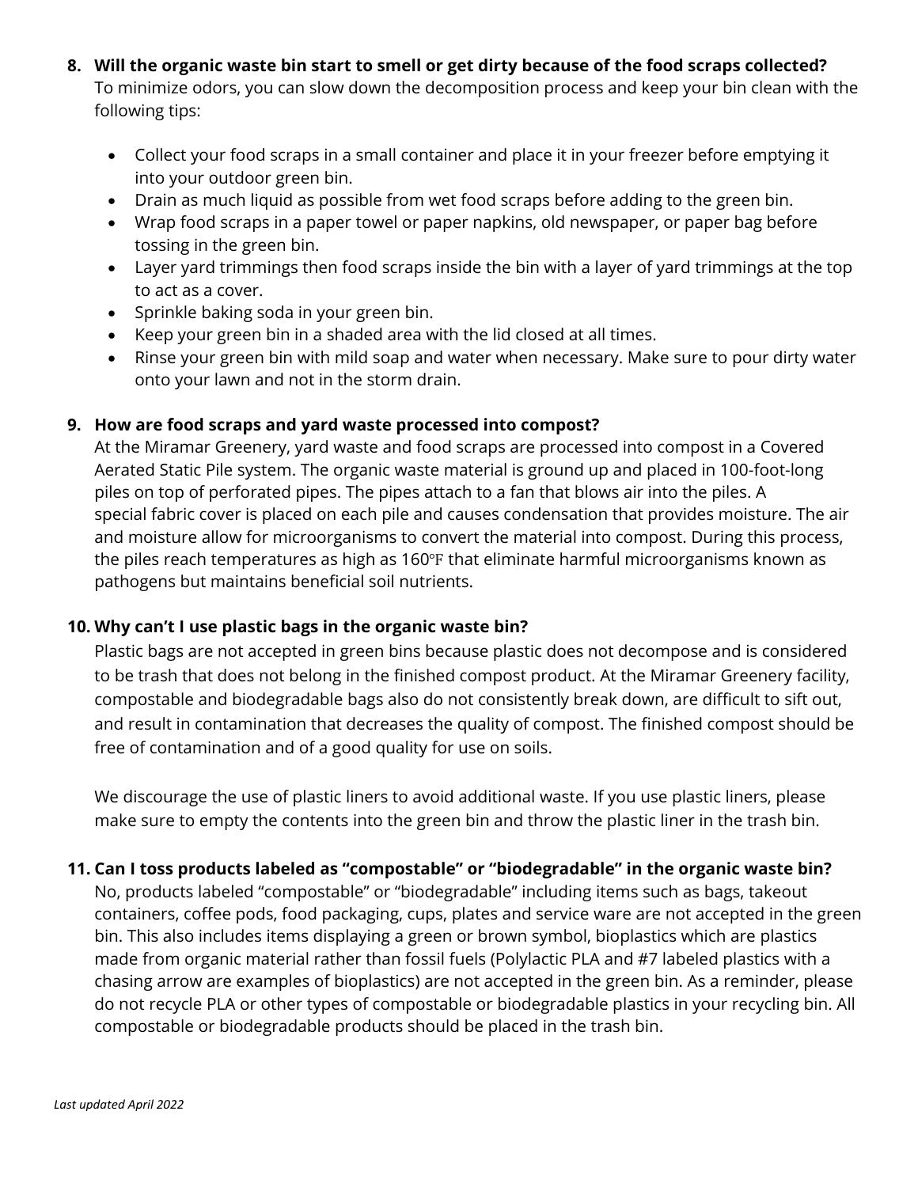8. **Will the organic waste bin start to smell or get dirty because of the food scraps collected?**
   To minimize odors, you can slow down the decomposition process and keep your bin clean with the following tips:

   - Collect your food scraps in a small container and place it in your freezer before emptying it into your outdoor green bin.
   - Drain as much liquid as possible from wet food scraps before adding to the green bin.
   - Wrap food scraps in a paper towel or paper napkins, old newspaper, or paper bag before tossing in the green bin.
   - Layer yard trimmings then food scraps inside the bin with a layer of yard trimmings at the top to act as a cover.
   - Sprinkle baking soda in your green bin.
   - Keep your green bin in a shaded area with the lid closed at all times.
   - Rinse your green bin with mild soap and water when necessary. Make sure to pour dirty water onto your lawn and not in the storm drain.

9. **How are food scraps and yard waste processed into compost?**
   At the Miramar Greenery, yard waste and food scraps are processed into compost in a Covered Aerated Static Pile system. The organic waste material is ground up and placed in 100-foot-long piles on top of perforated pipes. The pipes attach to a fan that blows air into the piles. A special fabric cover is placed on each pile and causes condensation that provides moisture. The air and moisture allow for microorganisms to convert the material into compost. During this process, the piles reach temperatures as high as 160℉ that eliminate harmful microorganisms known as pathogens but maintains beneficial soil nutrients.

10. **Why can't I use plastic bags in the organic waste bin?**
    Plastic bags are not accepted in green bins because plastic does not decompose and is considered to be trash that does not belong in the finished compost product. At the Miramar Greenery facility, compostable and biodegradable bags also do not consistently break down, are difficult to sift out, and result in contamination that decreases the quality of compost. The finished compost should be free of contamination and of a good quality for use on soils.

    We discourage the use of plastic liners to avoid additional waste. If you use plastic liners, please make sure to empty the contents into the green bin and throw the plastic liner in the trash bin.

11. **Can I toss products labeled as "compostable" or "biodegradable" in the organic waste bin?**
    No, products labeled "compostable" or "biodegradable" including items such as bags, takeout containers, coffee pods, food packaging, cups, plates and service ware are not accepted in the green bin. This also includes items displaying a green or brown symbol, bioplastics which are plastics made from organic material rather than fossil fuels (Polylactic PLA and #7 labeled plastics with a chasing arrow are examples of bioplastics) are not accepted in the green bin. As a reminder, please do not recycle PLA or other types of compostable or biodegradable plastics in your recycling bin. All compostable or biodegradable products should be placed in the trash bin.

*Last updated April 2022*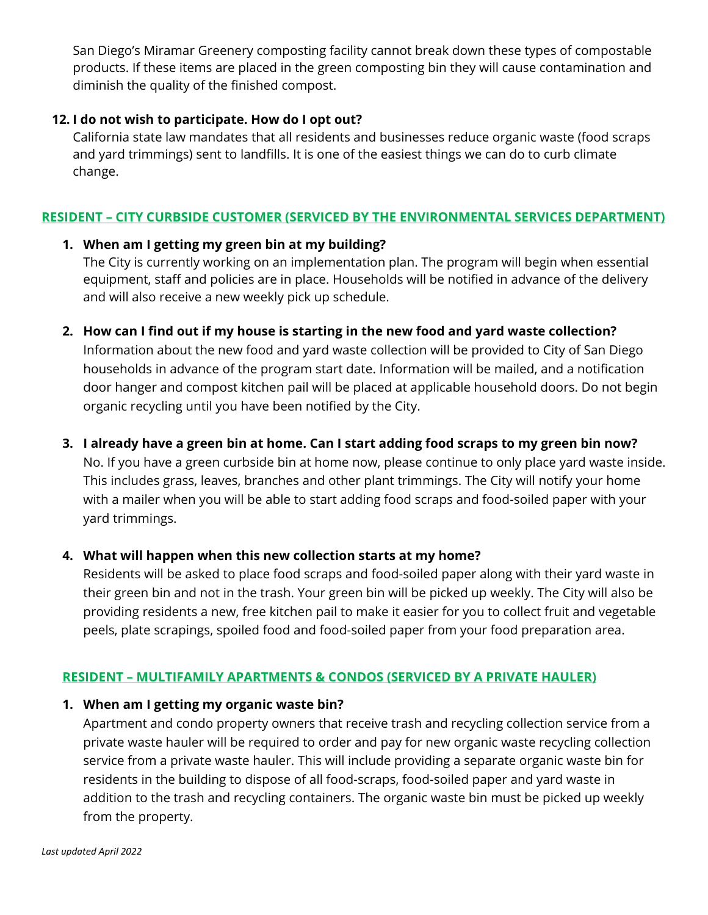San Diego's Miramar Greenery composting facility cannot break down these types of compostable products. If these items are placed in the green composting bin they will cause contamination and diminish the quality of the finished compost.

12. **I do not wish to participate. How do I opt out?**
    California state law mandates that all residents and businesses reduce organic waste (food scraps and yard trimmings) sent to landfills. It is one of the easiest things we can do to curb climate change.

## RESIDENT – CITY CURBSIDE CUSTOMER (SERVICED BY THE ENVIRONMENTAL SERVICES DEPARTMENT)

1. **When am I getting my green bin at my building?**
   The City is currently working on an implementation plan. The program will begin when essential equipment, staff and policies are in place. Households will be notified in advance of the delivery and will also receive a new weekly pick up schedule.

2. **How can I find out if my house is starting in the new food and yard waste collection?**
   Information about the new food and yard waste collection will be provided to City of San Diego households in advance of the program start date. Information will be mailed, and a notification door hanger and compost kitchen pail will be placed at applicable household doors. Do not begin organic recycling until you have been notified by the City.

3. **I already have a green bin at home. Can I start adding food scraps to my green bin now?**
   No. If you have a green curbside bin at home now, please continue to only place yard waste inside. This includes grass, leaves, branches and other plant trimmings. The City will notify your home with a mailer when you will be able to start adding food scraps and food-soiled paper with your yard trimmings.

4. **What will happen when this new collection starts at my home?**
   Residents will be asked to place food scraps and food-soiled paper along with their yard waste in their green bin and not in the trash. Your green bin will be picked up weekly. The City will also be providing residents a new, free kitchen pail to make it easier for you to collect fruit and vegetable peels, plate scrapings, spoiled food and food-soiled paper from your food preparation area.

## RESIDENT – MULTIFAMILY APARTMENTS & CONDOS (SERVICED BY A PRIVATE HAULER)

1. **When am I getting my organic waste bin?**
   Apartment and condo property owners that receive trash and recycling collection service from a private waste hauler will be required to order and pay for new organic waste recycling collection service from a private waste hauler. This will include providing a separate organic waste bin for residents in the building to dispose of all food-scraps, food-soiled paper and yard waste in addition to the trash and recycling containers. The organic waste bin must be picked up weekly from the property.

*Last updated April 2022*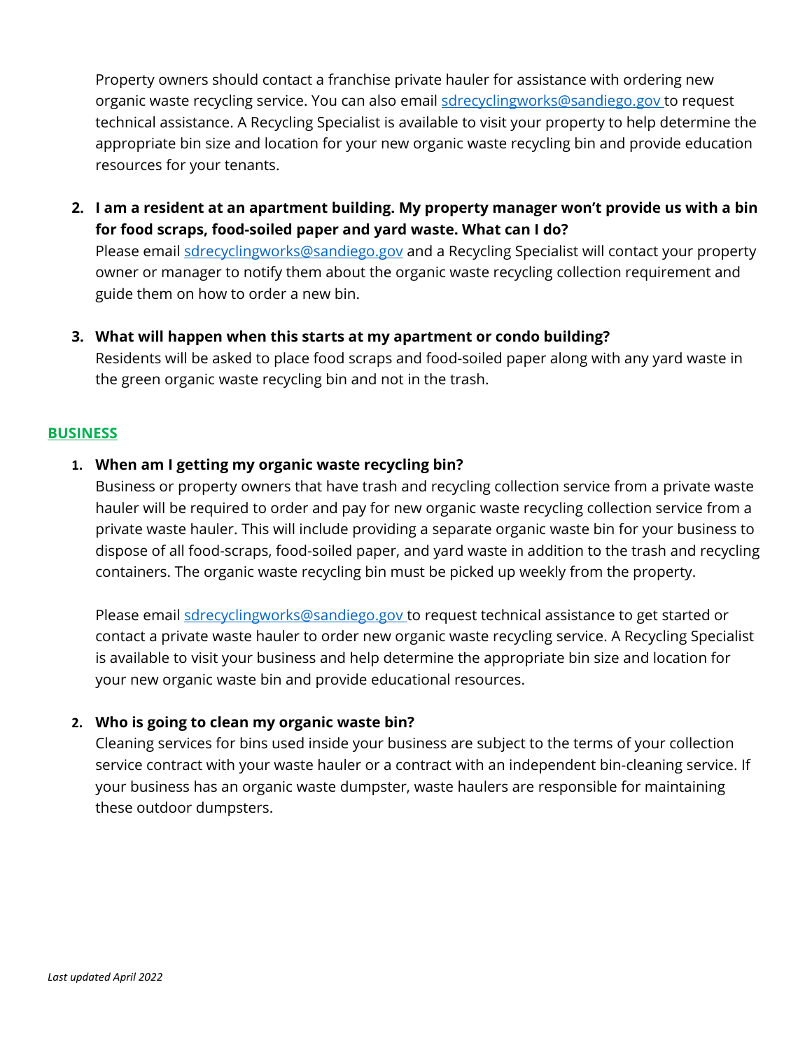Property owners should contact a franchise private hauler for assistance with ordering new organic waste recycling service. You can also email sdrecyclingworks@sandiego.gov to request technical assistance. A Recycling Specialist is available to visit your property to help determine the appropriate bin size and location for your new organic waste recycling bin and provide education resources for your tenants.

2. **I am a resident at an apartment building. My property manager won't provide us with a bin for food scraps, food-soiled paper and yard waste. What can I do?**
   Please email sdrecyclingworks@sandiego.gov and a Recycling Specialist will contact your property owner or manager to notify them about the organic waste recycling collection requirement and guide them on how to order a new bin.

3. **What will happen when this starts at my apartment or condo building?**
   Residents will be asked to place food scraps and food-soiled paper along with any yard waste in the green organic waste recycling bin and not in the trash.

## BUSINESS

1. **When am I getting my organic waste recycling bin?**
   Business or property owners that have trash and recycling collection service from a private waste hauler will be required to order and pay for new organic waste recycling collection service from a private waste hauler. This will include providing a separate organic waste bin for your business to dispose of all food-scraps, food-soiled paper, and yard waste in addition to the trash and recycling containers. The organic waste recycling bin must be picked up weekly from the property.

   Please email sdrecyclingworks@sandiego.gov to request technical assistance to get started or contact a private waste hauler to order new organic waste recycling service. A Recycling Specialist is available to visit your business and help determine the appropriate bin size and location for your new organic waste bin and provide educational resources.

2. **Who is going to clean my organic waste bin?**
   Cleaning services for bins used inside your business are subject to the terms of your collection service contract with your waste hauler or a contract with an independent bin-cleaning service. If your business has an organic waste dumpster, waste haulers are responsible for maintaining these outdoor dumpsters.

*Last updated April 2022*